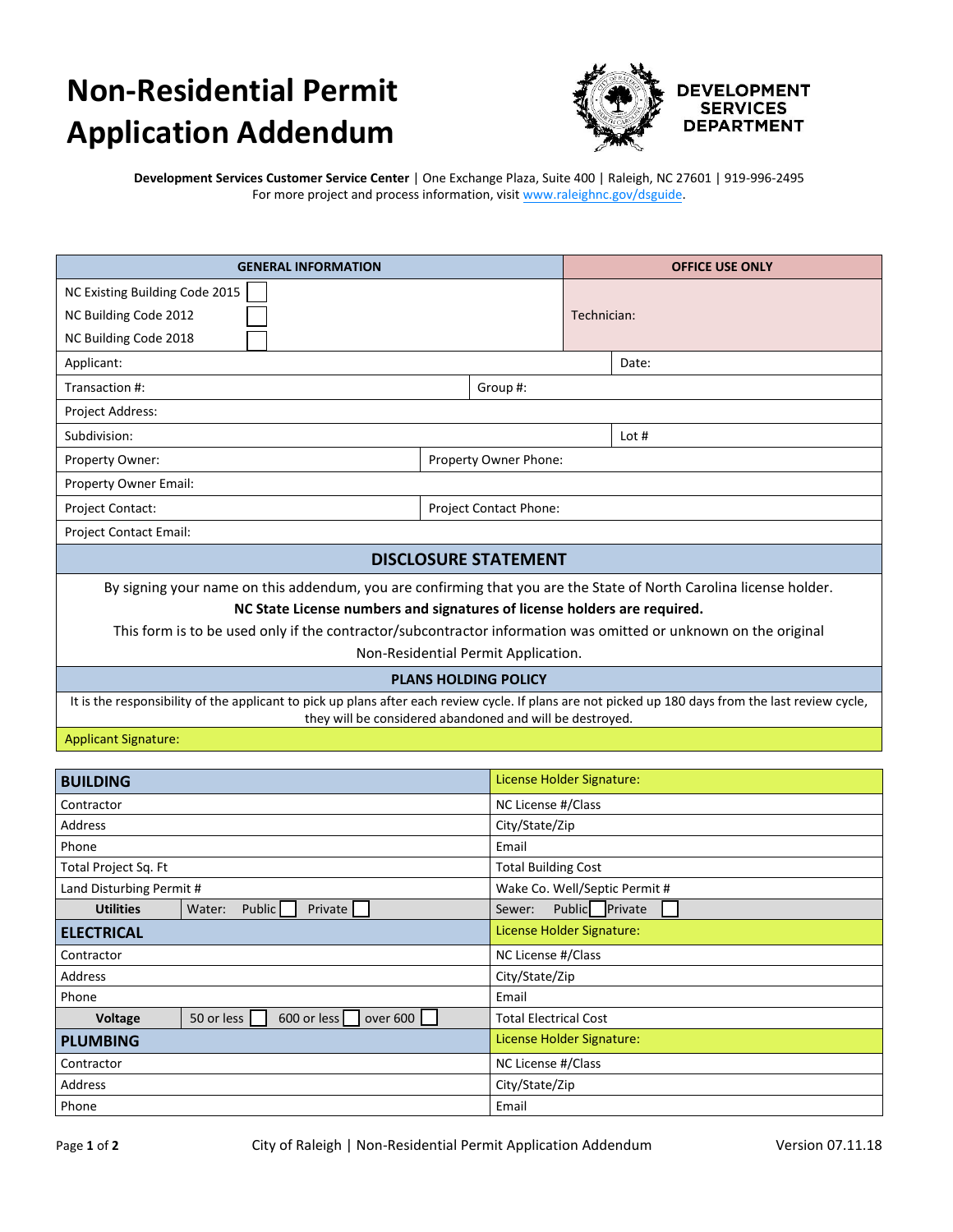# Non-Residential Permit Application Addendum

**DEVELOPMENT SERVICES DEPARTMENT**

**Development Services Customer Service Center** | One Exchange Plaza, Suite 400 | Raleigh, NC 27601 | 919-996-2495
For more project and process information, visit www.raleighnc.gov/dsguide.

| GENERAL INFORMATION | | | OFFICE USE ONLY |
|---|---|---|---|
| NC Existing Building Code 2015 ☐<br>NC Building Code 2012 ☐<br>NC Building Code 2018 ☐ | | | Technician: |
| Applicant: | | | Date: |
| Transaction #: | Group #: | | |
| Project Address: | | | |
| Subdivision: | | | Lot # |
| Property Owner: | Property Owner Phone: | | |
| Property Owner Email: | | | |
| Project Contact: | Project Contact Phone: | | |
| Project Contact Email: | | | |

## DISCLOSURE STATEMENT

By signing your name on this addendum, you are confirming that you are the State of North Carolina license holder.

**NC State License numbers and signatures of license holders are required.**

This form is to be used only if the contractor/subcontractor information was omitted or unknown on the original Non-Residential Permit Application.

**PLANS HOLDING POLICY**

It is the responsibility of the applicant to pick up plans after each review cycle. If plans are not picked up 180 days from the last review cycle, they will be considered abandoned and will be destroyed.

Applicant Signature:

| **BUILDING** | | License Holder Signature: |
|---|---|---|
| Contractor | | NC License #/Class |
| Address | | City/State/Zip |
| Phone | | Email |
| Total Project Sq. Ft | | Total Building Cost |
| Land Disturbing Permit # | | Wake Co. Well/Septic Permit # |
| **Utilities** | Water: Public ☐ Private ☐ | Sewer: Public ☐ Private ☐ |
| **ELECTRICAL** | | License Holder Signature: |
| Contractor | | NC License #/Class |
| Address | | City/State/Zip |
| Phone | | Email |
| **Voltage** | 50 or less ☐ 600 or less ☐ over 600 ☐ | Total Electrical Cost |
| **PLUMBING** | | License Holder Signature: |
| Contractor | | NC License #/Class |
| Address | | City/State/Zip |
| Phone | | Email |

City of Raleigh | Non-Residential Permit Application Addendum Version 07.11.18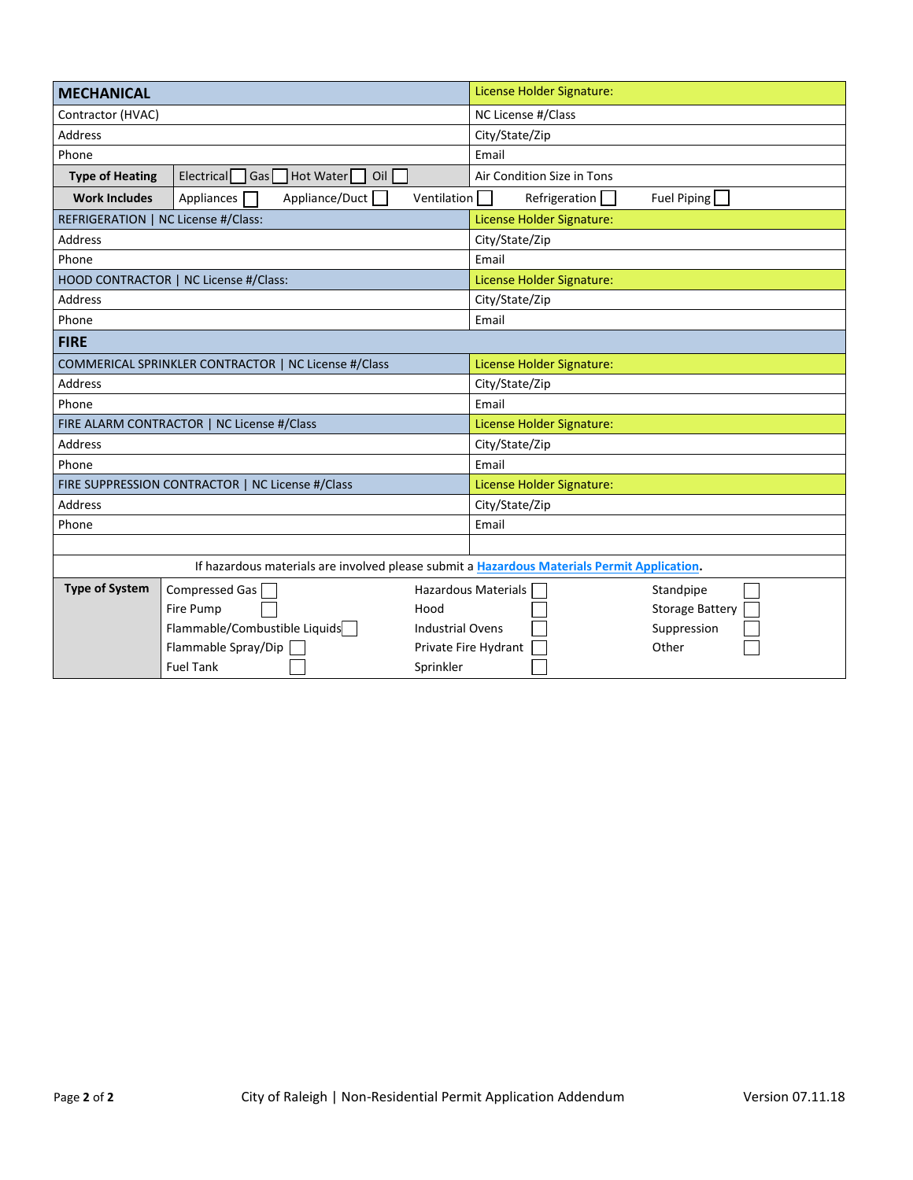| | |
|---|---|
| **MECHANICAL** | License Holder Signature: |
| Contractor (HVAC) | NC License #/Class |
| Address | City/State/Zip |
| Phone | Email |
| **Type of Heating** Electrical ☐ Gas ☐ Hot Water ☐ Oil ☐ | Air Condition Size in Tons |
| **Work Includes** Appliances ☐ Appliance/Duct ☐ Ventilation ☐ | Refrigeration ☐ Fuel Piping ☐ |
| REFRIGERATION \| NC License #/Class: | License Holder Signature: |
| Address | City/State/Zip |
| Phone | Email |
| HOOD CONTRACTOR \| NC License #/Class: | License Holder Signature: |
| Address | City/State/Zip |
| Phone | Email |
| **FIRE** | |
| COMMERICAL SPRINKLER CONTRACTOR \| NC License #/Class | License Holder Signature: |
| Address | City/State/Zip |
| Phone | Email |
| FIRE ALARM CONTRACTOR \| NC License #/Class | License Holder Signature: |
| Address | City/State/Zip |
| Phone | Email |
| FIRE SUPPRESSION CONTRACTOR \| NC License #/Class | License Holder Signature: |
| Address | City/State/Zip |
| Phone | Email |
| | |

If hazardous materials are involved please submit a Hazardous Materials Permit Application.

| **Type of System** | | | |
|---|---|---|---|
| | Compressed Gas ☐ | Hazardous Materials ☐ | Standpipe ☐ |
| | Fire Pump ☐ | Hood ☐ | Storage Battery ☐ |
| | Flammable/Combustible Liquids ☐ | Industrial Ovens ☐ | Suppression ☐ |
| | Flammable Spray/Dip ☐ | Private Fire Hydrant ☐ | Other ☐ |
| | Fuel Tank ☐ | Sprinkler ☐ | |

City of Raleigh | Non-Residential Permit Application Addendum

Version 07.11.18